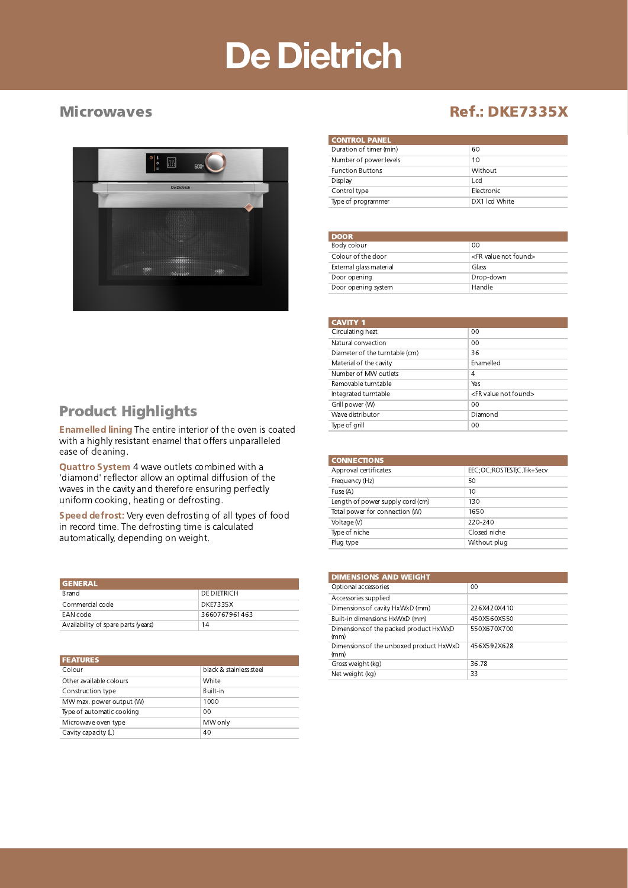# De Dietrich

## Microwaves

## Ref.: DKE7335X

| CONTROL PANEL | |
|---|---|
| Duration of timer (min) | 60 |
| Number of power levels | 10 |
| Function Buttons | Without |
| Display | Lcd |
| Control type | Electronic |
| Type of programmer | DX1 lcd White |

| DOOR | |
|---|---|
| Body colour | 00 |
| Colour of the door | <FR value not found> |
| External glass material | Glass |
| Door opening | Drop-down |
| Door opening system | Handle |

| CAVITY 1 | |
|---|---|
| Circulating heat | 00 |
| Natural convection | 00 |
| Diameter of the turntable (cm) | 36 |
| Material of the cavity | Enamelled |
| Number of MW outlets | 4 |
| Removable turntable | Yes |
| Integrated turntable | <FR value not found> |
| Grill power (W) | 00 |
| Wave distributor | Diamond |
| Type of grill | 00 |

## Product Highlights

**Enamelled lining** The entire interior of the oven is coated with a highly resistant enamel that offers unparalleled ease of cleaning.

**Quattro System** 4 wave outlets combined with a 'diamond' reflector allow an optimal diffusion of the waves in the cavity and therefore ensuring perfectly uniform cooking, heating or defrosting.

**Speed defrost:** Very even defrosting of all types of food in record time. The defrosting time is calculated automatically, depending on weight.

| CONNECTIONS | |
|---|---|
| Approval certificates | EEC;OC;ROSTEST;C.Tik+Secv |
| Frequency (Hz) | 50 |
| Fuse (A) | 10 |
| Length of power supply cord (cm) | 130 |
| Total power for connection (W) | 1650 |
| Voltage (V) | 220-240 |
| Type of niche | Closed niche |
| Plug type | Without plug |

| GENERAL | |
|---|---|
| Brand | DE DIETRICH |
| Commercial code | DKE7335X |
| EAN code | 3660767961463 |
| Availability of spare parts (years) | 14 |

| DIMENSIONS AND WEIGHT | |
|---|---|
| Optional accessories | 00 |
| Accessories supplied | |
| Dimensions of cavity HxWxD (mm) | 226X420X410 |
| Built-in dimensions HxWxD (mm) | 450X560X550 |
| Dimensions of the packed product HxWxD (mm) | 550X670X700 |
| Dimensions of the unboxed product HxWxD (mm) | 456X592X628 |
| Gross weight (kg) | 36.78 |
| Net weight (kg) | 33 |

| FEATURES | |
|---|---|
| Colour | black & stainless steel |
| Other available colours | White |
| Construction type | Built-in |
| MW max. power output (W) | 1000 |
| Type of automatic cooking | 00 |
| Microwave oven type | MW only |
| Cavity capacity (L) | 40 |